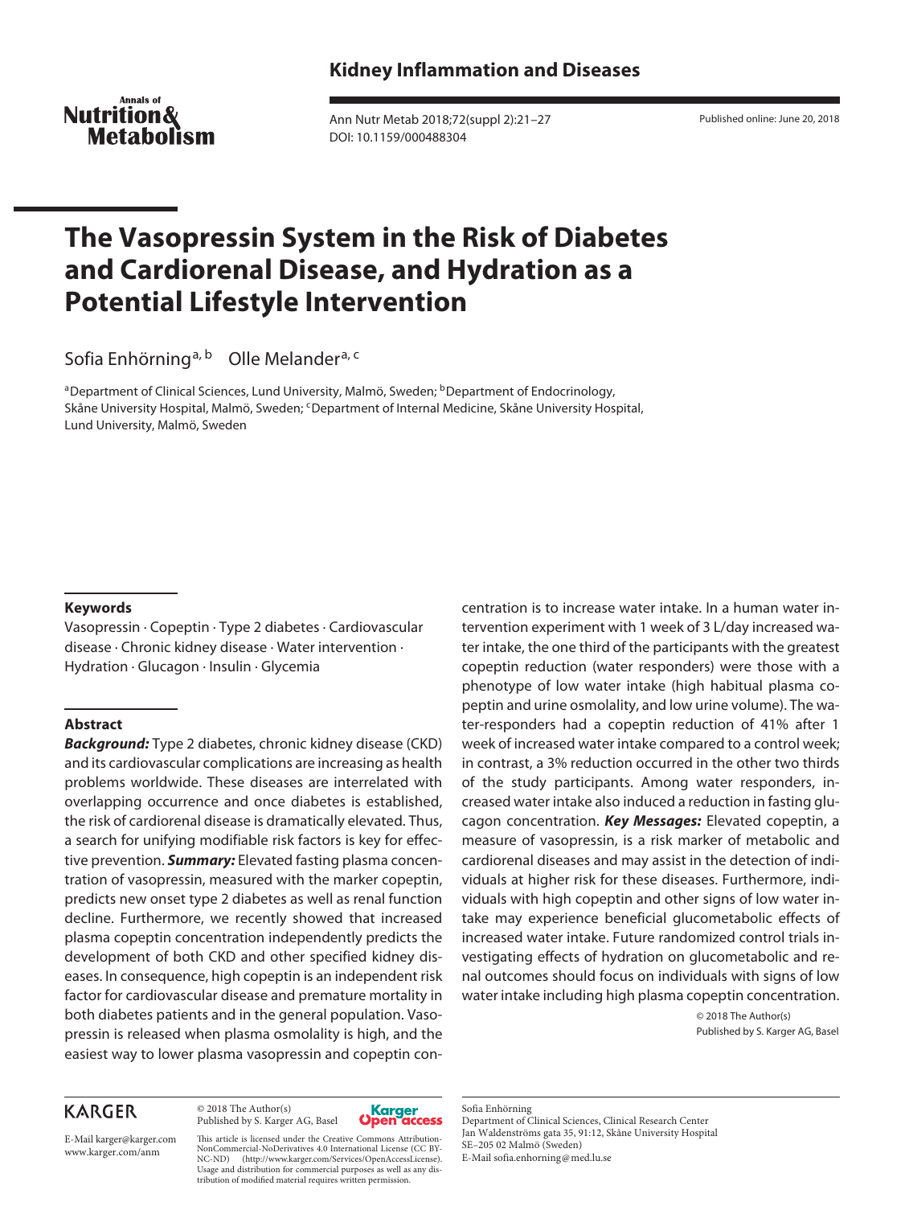Kidney Inflammation and Diseases

# The Vasopressin System in the Risk of Diabetes and Cardiorenal Disease, and Hydration as a Potential Lifestyle Intervention

Sofia Enhörning[a, b] Olle Melander[a, c]

[a]Department of Clinical Sciences, Lund University, Malmö, Sweden; [b]Department of Endocrinology, Skåne University Hospital, Malmö, Sweden; [c]Department of Internal Medicine, Skåne University Hospital, Lund University, Malmö, Sweden

## Keywords

Vasopressin · Copeptin · Type 2 diabetes · Cardiovascular disease · Chronic kidney disease · Water intervention · Hydration · Glucagon · Insulin · Glycemia

## Abstract

***Background:*** Type 2 diabetes, chronic kidney disease (CKD) and its cardiovascular complications are increasing as health problems worldwide. These diseases are interrelated with overlapping occurrence and once diabetes is established, the risk of cardiorenal disease is dramatically elevated. Thus, a search for unifying modifiable risk factors is key for effective prevention. ***Summary:*** Elevated fasting plasma concentration of vasopressin, measured with the marker copeptin, predicts new onset type 2 diabetes as well as renal function decline. Furthermore, we recently showed that increased plasma copeptin concentration independently predicts the development of both CKD and other specified kidney diseases. In consequence, high copeptin is an independent risk factor for cardiovascular disease and premature mortality in both diabetes patients and in the general population. Vasopressin is released when plasma osmolality is high, and the easiest way to lower plasma vasopressin and copeptin concentration is to increase water intake. In a human water intervention experiment with 1 week of 3 L/day increased water intake, the one third of the participants with the greatest copeptin reduction (water responders) were those with a phenotype of low water intake (high habitual plasma copeptin and urine osmolality, and low urine volume). The water-responders had a copeptin reduction of 41% after 1 week of increased water intake compared to a control week; in contrast, a 3% reduction occurred in the other two thirds of the study participants. Among water responders, increased water intake also induced a reduction in fasting glucagon concentration. ***Key Messages:*** Elevated copeptin, a measure of vasopressin, is a risk marker of metabolic and cardiorenal diseases and may assist in the detection of individuals at higher risk for these diseases. Furthermore, individuals with high copeptin and other signs of low water intake may experience beneficial glucometabolic effects of increased water intake. Future randomized control trials investigating effects of hydration on glucometabolic and renal outcomes should focus on individuals with signs of low water intake including high plasma copeptin concentration.

© 2018 The Author(s)
Published by S. Karger AG, Basel

© 2018 The Author(s)
Published by S. Karger AG, Basel

This article is licensed under the Creative Commons Attribution-NonCommercial-NoDerivatives 4.0 International License (CC BY-NC-ND) (http://www.karger.com/Services/OpenAccessLicense). Usage and distribution for commercial purposes as well as any distribution of modified material requires written permission.

Sofia Enhörning
Department of Clinical Sciences, Clinical Research Center
Jan Waldenströms gata 35, 91:12, Skåne University Hospital
SE–205 02 Malmö (Sweden)
E-Mail sofia.enhorning@med.lu.se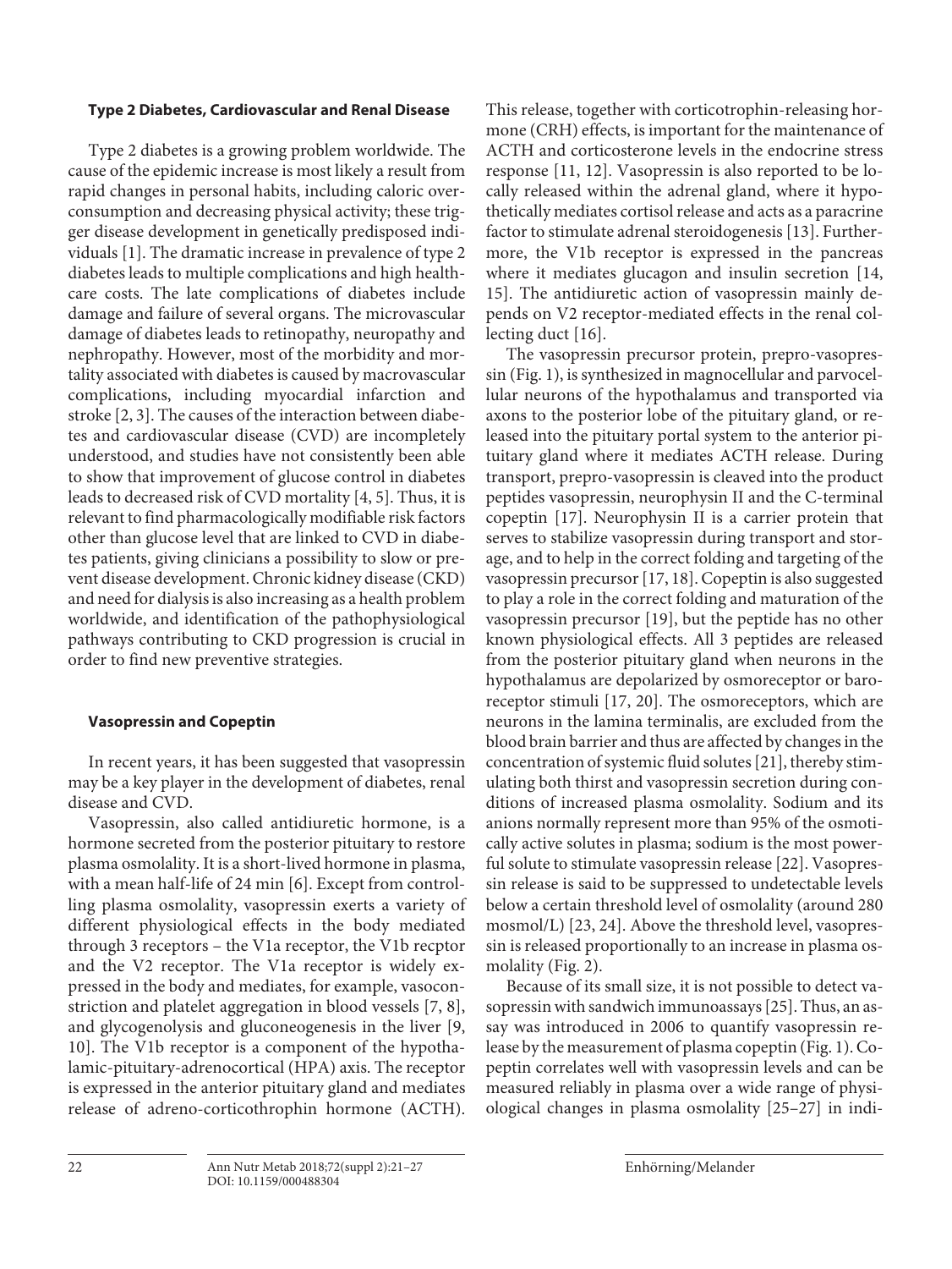## Type 2 Diabetes, Cardiovascular and Renal Disease

Type 2 diabetes is a growing problem worldwide. The cause of the epidemic increase is most likely a result from rapid changes in personal habits, including caloric overconsumption and decreasing physical activity; these trigger disease development in genetically predisposed individuals [1]. The dramatic increase in prevalence of type 2 diabetes leads to multiple complications and high healthcare costs. The late complications of diabetes include damage and failure of several organs. The microvascular damage of diabetes leads to retinopathy, neuropathy and nephropathy. However, most of the morbidity and mortality associated with diabetes is caused by macrovascular complications, including myocardial infarction and stroke [2, 3]. The causes of the interaction between diabetes and cardiovascular disease (CVD) are incompletely understood, and studies have not consistently been able to show that improvement of glucose control in diabetes leads to decreased risk of CVD mortality [4, 5]. Thus, it is relevant to find pharmacologically modifiable risk factors other than glucose level that are linked to CVD in diabetes patients, giving clinicians a possibility to slow or prevent disease development. Chronic kidney disease (CKD) and need for dialysis is also increasing as a health problem worldwide, and identification of the pathophysiological pathways contributing to CKD progression is crucial in order to find new preventive strategies.

## Vasopressin and Copeptin

In recent years, it has been suggested that vasopressin may be a key player in the development of diabetes, renal disease and CVD.

Vasopressin, also called antidiuretic hormone, is a hormone secreted from the posterior pituitary to restore plasma osmolality. It is a short-lived hormone in plasma, with a mean half-life of 24 min [6]. Except from controlling plasma osmolality, vasopressin exerts a variety of different physiological effects in the body mediated through 3 receptors – the V1a receptor, the V1b recptor and the V2 receptor. The V1a receptor is widely expressed in the body and mediates, for example, vasoconstriction and platelet aggregation in blood vessels [7, 8], and glycogenolysis and gluconeogenesis in the liver [9, 10]. The V1b receptor is a component of the hypothalamic-pituitary-adrenocortical (HPA) axis. The receptor is expressed in the anterior pituitary gland and mediates release of adreno-corticothrophin hormone (ACTH). This release, together with corticotrophin-releasing hormone (CRH) effects, is important for the maintenance of ACTH and corticosterone levels in the endocrine stress response [11, 12]. Vasopressin is also reported to be locally released within the adrenal gland, where it hypothetically mediates cortisol release and acts as a paracrine factor to stimulate adrenal steroidogenesis [13]. Furthermore, the V1b receptor is expressed in the pancreas where it mediates glucagon and insulin secretion [14, 15]. The antidiuretic action of vasopressin mainly depends on V2 receptor-mediated effects in the renal collecting duct [16].

The vasopressin precursor protein, prepro-vasopressin (Fig. 1), is synthesized in magnocellular and parvocellular neurons of the hypothalamus and transported via axons to the posterior lobe of the pituitary gland, or released into the pituitary portal system to the anterior pituitary gland where it mediates ACTH release. During transport, prepro-vasopressin is cleaved into the product peptides vasopressin, neurophysin II and the C-terminal copeptin [17]. Neurophysin II is a carrier protein that serves to stabilize vasopressin during transport and storage, and to help in the correct folding and targeting of the vasopressin precursor [17, 18]. Copeptin is also suggested to play a role in the correct folding and maturation of the vasopressin precursor [19], but the peptide has no other known physiological effects. All 3 peptides are released from the posterior pituitary gland when neurons in the hypothalamus are depolarized by osmoreceptor or baroreceptor stimuli [17, 20]. The osmoreceptors, which are neurons in the lamina terminalis, are excluded from the blood brain barrier and thus are affected by changes in the concentration of systemic fluid solutes [21], thereby stimulating both thirst and vasopressin secretion during conditions of increased plasma osmolality. Sodium and its anions normally represent more than 95% of the osmotically active solutes in plasma; sodium is the most powerful solute to stimulate vasopressin release [22]. Vasopressin release is said to be suppressed to undetectable levels below a certain threshold level of osmolality (around 280 mosmol/L) [23, 24]. Above the threshold level, vasopressin is released proportionally to an increase in plasma osmolality (Fig. 2).

Because of its small size, it is not possible to detect vasopressin with sandwich immunoassays [25]. Thus, an assay was introduced in 2006 to quantify vasopressin release by the measurement of plasma copeptin (Fig. 1). Copeptin correlates well with vasopressin levels and can be measured reliably in plasma over a wide range of physiological changes in plasma osmolality [25–27] in indi-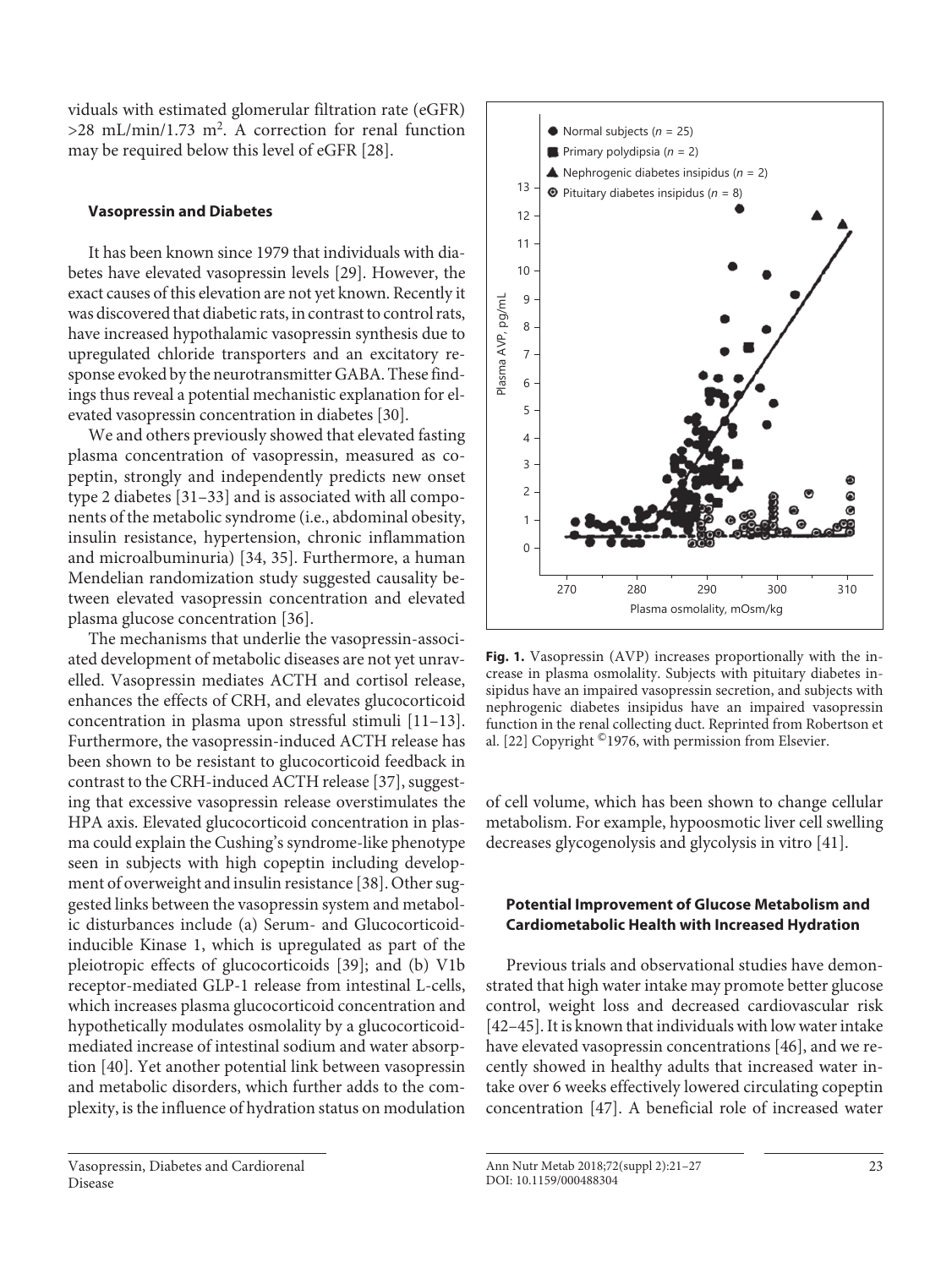viduals with estimated glomerular filtration rate (eGFR) $>28$ mL/min/1.73 m$^2$. A correction for renal function may be required below this level of eGFR [28].

### Vasopressin and Diabetes

It has been known since 1979 that individuals with diabetes have elevated vasopressin levels [29]. However, the exact causes of this elevation are not yet known. Recently it was discovered that diabetic rats, in contrast to control rats, have increased hypothalamic vasopressin synthesis due to upregulated chloride transporters and an excitatory response evoked by the neurotransmitter GABA. These findings thus reveal a potential mechanistic explanation for elevated vasopressin concentration in diabetes [30].

We and others previously showed that elevated fasting plasma concentration of vasopressin, measured as copeptin, strongly and independently predicts new onset type 2 diabetes [31–33] and is associated with all components of the metabolic syndrome (i.e., abdominal obesity, insulin resistance, hypertension, chronic inflammation and microalbuminuria) [34, 35]. Furthermore, a human Mendelian randomization study suggested causality between elevated vasopressin concentration and elevated plasma glucose concentration [36].

The mechanisms that underlie the vasopressin-associated development of metabolic diseases are not yet unravelled. Vasopressin mediates ACTH and cortisol release, enhances the effects of CRH, and elevates glucocorticoid concentration in plasma upon stressful stimuli [11–13]. Furthermore, the vasopressin-induced ACTH release has been shown to be resistant to glucocorticoid feedback in contrast to the CRH-induced ACTH release [37], suggesting that excessive vasopressin release overstimulates the HPA axis. Elevated glucocorticoid concentration in plasma could explain the Cushing's syndrome-like phenotype seen in subjects with high copeptin including development of overweight and insulin resistance [38]. Other suggested links between the vasopressin system and metabolic disturbances include (a) Serum- and Glucocorticoid-inducible Kinase 1, which is upregulated as part of the pleiotropic effects of glucocorticoids [39]; and (b) V1b receptor-mediated GLP-1 release from intestinal L-cells, which increases plasma glucocorticoid concentration and hypothetically modulates osmolality by a glucocorticoid-mediated increase of intestinal sodium and water absorption [40]. Yet another potential link between vasopressin and metabolic disorders, which further adds to the complexity, is the influence of hydration status on modulation of cell volume, which has been shown to change cellular metabolism. For example, hypoosmotic liver cell swelling decreases glycogenolysis and glycolysis in vitro [41].

**Fig. 1.** Vasopressin (AVP) increases proportionally with the increase in plasma osmolality. Subjects with pituitary diabetes insipidus have an impaired vasopressin secretion, and subjects with nephrogenic diabetes insipidus have an impaired vasopressin function in the renal collecting duct. Reprinted from Robertson et al. [22] Copyright ©1976, with permission from Elsevier.

### Potential Improvement of Glucose Metabolism and Cardiometabolic Health with Increased Hydration

Previous trials and observational studies have demonstrated that high water intake may promote better glucose control, weight loss and decreased cardiovascular risk [42–45]. It is known that individuals with low water intake have elevated vasopressin concentrations [46], and we recently showed in healthy adults that increased water intake over 6 weeks effectively lowered circulating copeptin concentration [47]. A beneficial role of increased water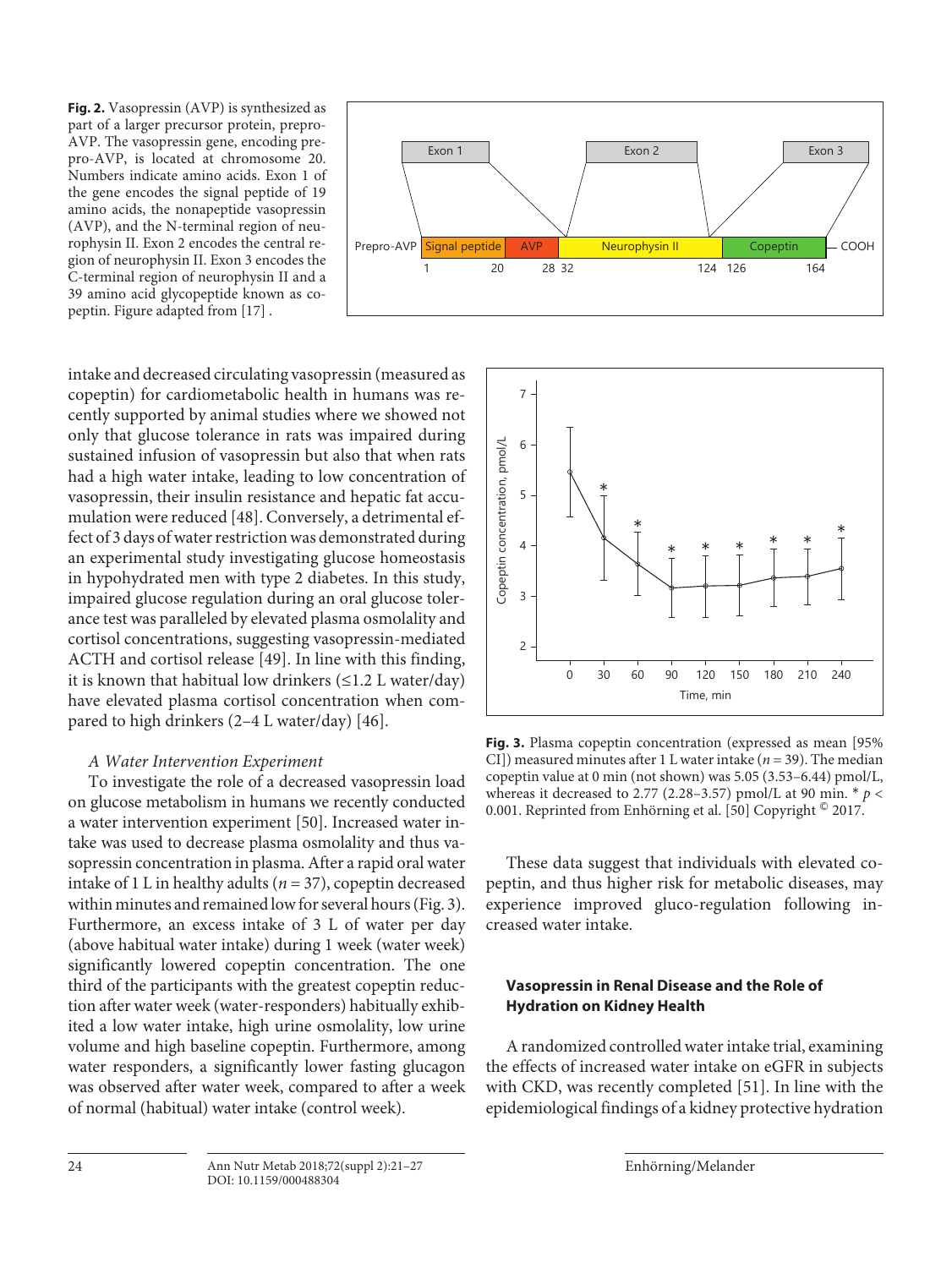**Fig. 2.** Vasopressin (AVP) is synthesized as part of a larger precursor protein, prepro-AVP. The vasopressin gene, encoding prepro-AVP, is located at chromosome 20. Numbers indicate amino acids. Exon 1 of the gene encodes the signal peptide of 19 amino acids, the nonapeptide vasopressin (AVP), and the N-terminal region of neurophysin II. Exon 2 encodes the central region of neurophysin II. Exon 3 encodes the C-terminal region of neurophysin II and a 39 amino acid glycopeptide known as copeptin. Figure adapted from [17] .

intake and decreased circulating vasopressin (measured as copeptin) for cardiometabolic health in humans was recently supported by animal studies where we showed not only that glucose tolerance in rats was impaired during sustained infusion of vasopressin but also that when rats had a high water intake, leading to low concentration of vasopressin, their insulin resistance and hepatic fat accumulation were reduced [48]. Conversely, a detrimental effect of 3 days of water restriction was demonstrated during an experimental study investigating glucose homeostasis in hypohydrated men with type 2 diabetes. In this study, impaired glucose regulation during an oral glucose tolerance test was paralleled by elevated plasma osmolality and cortisol concentrations, suggesting vasopressin-mediated ACTH and cortisol release [49]. In line with this finding, it is known that habitual low drinkers (≤1.2 L water/day) have elevated plasma cortisol concentration when compared to high drinkers (2–4 L water/day) [46].

*A Water Intervention Experiment*

To investigate the role of a decreased vasopressin load on glucose metabolism in humans we recently conducted a water intervention experiment [50]. Increased water intake was used to decrease plasma osmolality and thus vasopressin concentration in plasma. After a rapid oral water intake of 1 L in healthy adults ($n = 37$), copeptin decreased within minutes and remained low for several hours (Fig. 3). Furthermore, an excess intake of 3 L of water per day (above habitual water intake) during 1 week (water week) significantly lowered copeptin concentration. The one third of the participants with the greatest copeptin reduction after water week (water-responders) habitually exhibited a low water intake, high urine osmolality, low urine volume and high baseline copeptin. Furthermore, among water responders, a significantly lower fasting glucagon was observed after water week, compared to after a week of normal (habitual) water intake (control week).

**Fig. 3.** Plasma copeptin concentration (expressed as mean [95% CI]) measured minutes after 1 L water intake ($n = 39$). The median copeptin value at 0 min (not shown) was 5.05 (3.53–6.44) pmol/L, whereas it decreased to 2.77 (2.28–3.57) pmol/L at 90 min. * $p < 0.001$. Reprinted from Enhörning et al. [50] Copyright © 2017.

These data suggest that individuals with elevated copeptin, and thus higher risk for metabolic diseases, may experience improved gluco-regulation following increased water intake.

## Vasopressin in Renal Disease and the Role of Hydration on Kidney Health

A randomized controlled water intake trial, examining the effects of increased water intake on eGFR in subjects with CKD, was recently completed [51]. In line with the epidemiological findings of a kidney protective hydration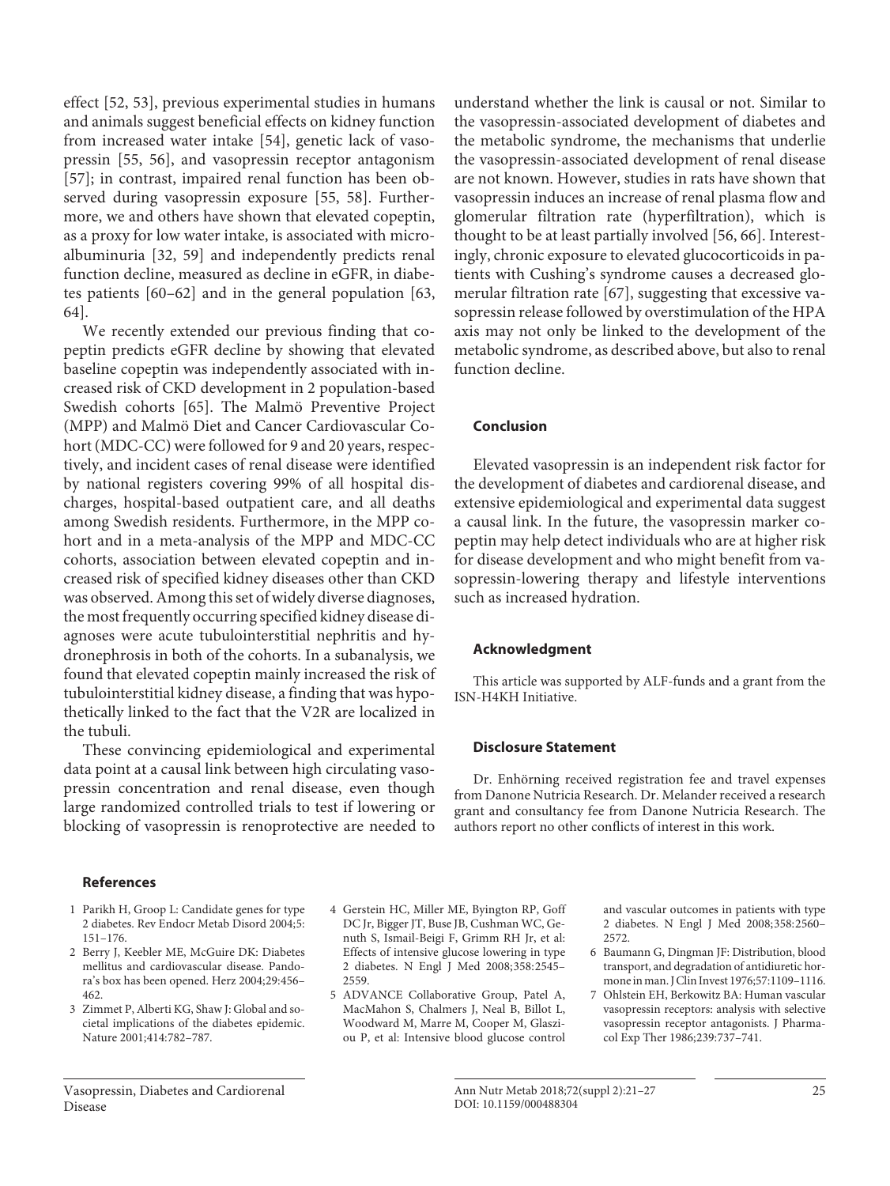effect [52, 53], previous experimental studies in humans and animals suggest beneficial effects on kidney function from increased water intake [54], genetic lack of vasopressin [55, 56], and vasopressin receptor antagonism [57]; in contrast, impaired renal function has been observed during vasopressin exposure [55, 58]. Furthermore, we and others have shown that elevated copeptin, as a proxy for low water intake, is associated with microalbuminuria [32, 59] and independently predicts renal function decline, measured as decline in eGFR, in diabetes patients [60–62] and in the general population [63, 64].

We recently extended our previous finding that copeptin predicts eGFR decline by showing that elevated baseline copeptin was independently associated with increased risk of CKD development in 2 population-based Swedish cohorts [65]. The Malmö Preventive Project (MPP) and Malmö Diet and Cancer Cardiovascular Cohort (MDC-CC) were followed for 9 and 20 years, respectively, and incident cases of renal disease were identified by national registers covering 99% of all hospital discharges, hospital-based outpatient care, and all deaths among Swedish residents. Furthermore, in the MPP cohort and in a meta-analysis of the MPP and MDC-CC cohorts, association between elevated copeptin and increased risk of specified kidney diseases other than CKD was observed. Among this set of widely diverse diagnoses, the most frequently occurring specified kidney disease diagnoses were acute tubulointerstitial nephritis and hydronephrosis in both of the cohorts. In a subanalysis, we found that elevated copeptin mainly increased the risk of tubulointerstitial kidney disease, a finding that was hypothetically linked to the fact that the V2R are localized in the tubuli.

These convincing epidemiological and experimental data point at a causal link between high circulating vasopressin concentration and renal disease, even though large randomized controlled trials to test if lowering or blocking of vasopressin is renoprotective are needed to understand whether the link is causal or not. Similar to the vasopressin-associated development of diabetes and the metabolic syndrome, the mechanisms that underlie the vasopressin-associated development of renal disease are not known. However, studies in rats have shown that vasopressin induces an increase of renal plasma flow and glomerular filtration rate (hyperfiltration), which is thought to be at least partially involved [56, 66]. Interestingly, chronic exposure to elevated glucocorticoids in patients with Cushing's syndrome causes a decreased glomerular filtration rate [67], suggesting that excessive vasopressin release followed by overstimulation of the HPA axis may not only be linked to the development of the metabolic syndrome, as described above, but also to renal function decline.

## Conclusion

Elevated vasopressin is an independent risk factor for the development of diabetes and cardiorenal disease, and extensive epidemiological and experimental data suggest a causal link. In the future, the vasopressin marker copeptin may help detect individuals who are at higher risk for disease development and who might benefit from vasopressin-lowering therapy and lifestyle interventions such as increased hydration.

## Acknowledgment

This article was supported by ALF-funds and a grant from the ISN-H4KH Initiative.

## Disclosure Statement

Dr. Enhörning received registration fee and travel expenses from Danone Nutricia Research. Dr. Melander received a research grant and consultancy fee from Danone Nutricia Research. The authors report no other conflicts of interest in this work.

## References

1. Parikh H, Groop L: Candidate genes for type 2 diabetes. Rev Endocr Metab Disord 2004;5:151–176.
2. Berry J, Keebler ME, McGuire DK: Diabetes mellitus and cardiovascular disease. Pandora's box has been opened. Herz 2004;29:456–462.
3. Zimmet P, Alberti KG, Shaw J: Global and societal implications of the diabetes epidemic. Nature 2001;414:782–787.
4. Gerstein HC, Miller ME, Byington RP, Goff DC Jr, Bigger JT, Buse JB, Cushman WC, Genuth S, Ismail-Beigi F, Grimm RH Jr, et al: Effects of intensive glucose lowering in type 2 diabetes. N Engl J Med 2008;358:2545–2559.
5. ADVANCE Collaborative Group, Patel A, MacMahon S, Chalmers J, Neal B, Billot L, Woodward M, Marre M, Cooper M, Glasziou P, et al: Intensive blood glucose control and vascular outcomes in patients with type 2 diabetes. N Engl J Med 2008;358:2560–2572.
6. Baumann G, Dingman JF: Distribution, blood transport, and degradation of antidiuretic hormone in man. J Clin Invest 1976;57:1109–1116.
7. Ohlstein EH, Berkowitz BA: Human vascular vasopressin receptors: analysis with selective vasopressin receptor antagonists. J Pharmacol Exp Ther 1986;239:737–741.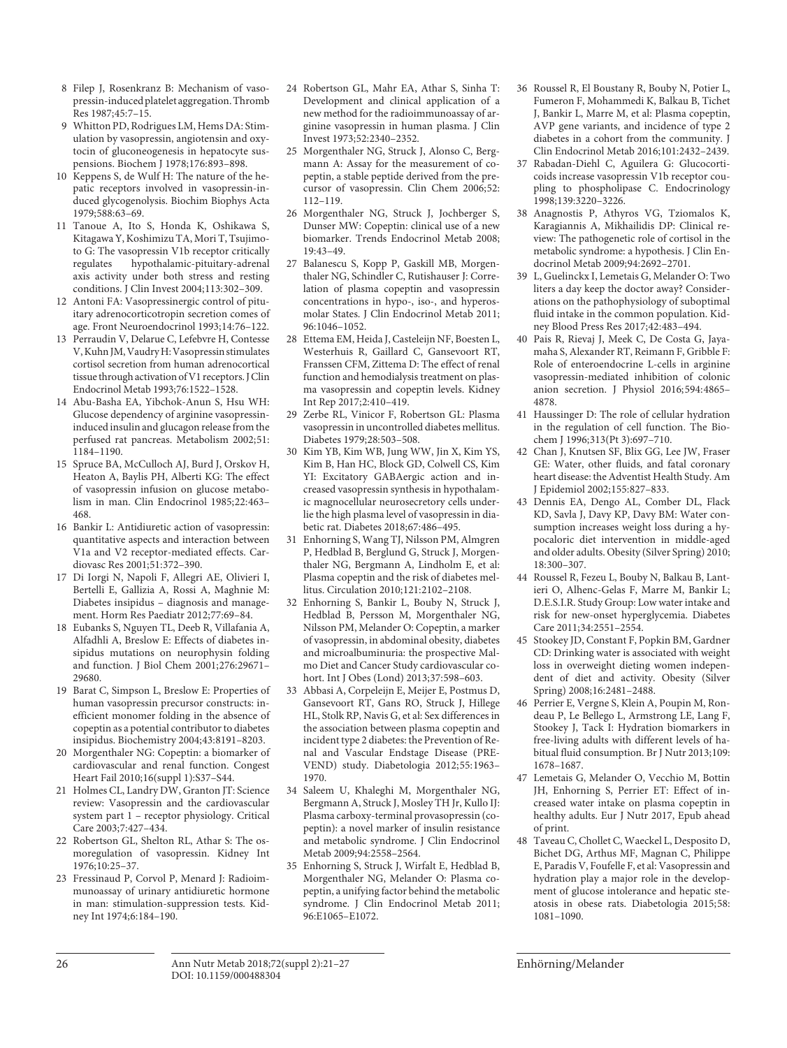8 Filep J, Rosenkranz B: Mechanism of vasopressin-induced platelet aggregation. Thromb Res 1987;45:7–15.

9 Whitton PD, Rodrigues LM, Hems DA: Stimulation by vasopressin, angiotensin and oxytocin of gluconeogenesis in hepatocyte suspensions. Biochem J 1978;176:893–898.

10 Keppens S, de Wulf H: The nature of the hepatic receptors involved in vasopressin-induced glycogenolysis. Biochim Biophys Acta 1979;588:63–69.

11 Tanoue A, Ito S, Honda K, Oshikawa S, Kitagawa Y, Koshimizu TA, Mori T, Tsujimoto G: The vasopressin V1b receptor critically regulates hypothalamic-pituitary-adrenal axis activity under both stress and resting conditions. J Clin Invest 2004;113:302–309.

12 Antoni FA: Vasopressinergic control of pituitary adrenocorticotropin secretion comes of age. Front Neuroendocrinol 1993;14:76–122.

13 Perraudin V, Delarue C, Lefebvre H, Contesse V, Kuhn JM, Vaudry H: Vasopressin stimulates cortisol secretion from human adrenocortical tissue through activation of V1 receptors. J Clin Endocrinol Metab 1993;76:1522–1528.

14 Abu-Basha EA, Yibchok-Anun S, Hsu WH: Glucose dependency of arginine vasopressin-induced insulin and glucagon release from the perfused rat pancreas. Metabolism 2002;51:1184–1190.

15 Spruce BA, McCulloch AJ, Burd J, Orskov H, Heaton A, Baylis PH, Alberti KG: The effect of vasopressin infusion on glucose metabolism in man. Clin Endocrinol 1985;22:463–468.

16 Bankir L: Antidiuretic action of vasopressin: quantitative aspects and interaction between V1a and V2 receptor-mediated effects. Cardiovasc Res 2001;51:372–390.

17 Di Iorgi N, Napoli F, Allegri AE, Olivieri I, Bertelli E, Gallizia A, Rossi A, Maghnie M: Diabetes insipidus – diagnosis and management. Horm Res Paediatr 2012;77:69–84.

18 Eubanks S, Nguyen TL, Deeb R, Villafania A, Alfadhli A, Breslow E: Effects of diabetes insipidus mutations on neurophysin folding and function. J Biol Chem 2001;276:29671–29680.

19 Barat C, Simpson L, Breslow E: Properties of human vasopressin precursor constructs: inefficient monomer folding in the absence of copeptin as a potential contributor to diabetes insipidus. Biochemistry 2004;43:8191–8203.

20 Morgenthaler NG: Copeptin: a biomarker of cardiovascular and renal function. Congest Heart Fail 2010;16(suppl 1):S37–S44.

21 Holmes CL, Landry DW, Granton JT: Science review: Vasopressin and the cardiovascular system part 1 – receptor physiology. Critical Care 2003;7:427–434.

22 Robertson GL, Shelton RL, Athar S: The osmoregulation of vasopressin. Kidney Int 1976;10:25–37.

23 Fressinaud P, Corvol P, Menard J: Radioimmunoassay of urinary antidiuretic hormone in man: stimulation-suppression tests. Kidney Int 1974;6:184–190.

24 Robertson GL, Mahr EA, Athar S, Sinha T: Development and clinical application of a new method for the radioimmunoassay of arginine vasopressin in human plasma. J Clin Invest 1973;52:2340–2352.

25 Morgenthaler NG, Struck J, Alonso C, Bergmann A: Assay for the measurement of copeptin, a stable peptide derived from the precursor of vasopressin. Clin Chem 2006;52:112–119.

26 Morgenthaler NG, Struck J, Jochberger S, Dunser MW: Copeptin: clinical use of a new biomarker. Trends Endocrinol Metab 2008;19:43–49.

27 Balanescu S, Kopp P, Gaskill MB, Morgenthaler NG, Schindler C, Rutishauser J: Correlation of plasma copeptin and vasopressin concentrations in hypo-, iso-, and hyperosmolar States. J Clin Endocrinol Metab 2011;96:1046–1052.

28 Ettema EM, Heida J, Casteleijn NF, Boesten L, Westerhuis R, Gaillard C, Gansevoort RT, Franssen CFM, Zittema D: The effect of renal function and hemodialysis treatment on plasma vasopressin and copeptin levels. Kidney Int Rep 2017;2:410–419.

29 Zerbe RL, Vinicor F, Robertson GL: Plasma vasopressin in uncontrolled diabetes mellitus. Diabetes 1979;28:503–508.

30 Kim YB, Kim WB, Jung WW, Jin X, Kim YS, Kim B, Han HC, Block GD, Colwell CS, Kim YI: Excitatory GABAergic action and increased vasopressin synthesis in hypothalamic magnocellular neurosecretory cells underlie the high plasma level of vasopressin in diabetic rat. Diabetes 2018;67:486–495.

31 Enhorning S, Wang TJ, Nilsson PM, Almgren P, Hedblad B, Berglund G, Struck J, Morgenthaler NG, Bergmann A, Lindholm E, et al: Plasma copeptin and the risk of diabetes mellitus. Circulation 2010;121:2102–2108.

32 Enhorning S, Bankir L, Bouby N, Struck J, Hedblad B, Persson M, Morgenthaler NG, Nilsson PM, Melander O: Copeptin, a marker of vasopressin, in abdominal obesity, diabetes and microalbuminuria: the prospective Malmo Diet and Cancer Study cardiovascular cohort. Int J Obes (Lond) 2013;37:598–603.

33 Abbasi A, Corpeleijn E, Meijer E, Postmus D, Gansevoort RT, Gans RO, Struck J, Hillege HL, Stolk RP, Navis G, et al: Sex differences in the association between plasma copeptin and incident type 2 diabetes: the Prevention of Renal and Vascular Endstage Disease (PREVEND) study. Diabetologia 2012;55:1963–1970.

34 Saleem U, Khaleghi M, Morgenthaler NG, Bergmann A, Struck J, Mosley TH Jr, Kullo IJ: Plasma carboxy-terminal provasopressin (copeptin): a novel marker of insulin resistance and metabolic syndrome. J Clin Endocrinol Metab 2009;94:2558–2564.

35 Enhorning S, Struck J, Wirfalt E, Hedblad B, Morgenthaler NG, Melander O: Plasma copeptin, a unifying factor behind the metabolic syndrome. J Clin Endocrinol Metab 2011;96:E1065–E1072.

36 Roussel R, El Boustany R, Bouby N, Potier L, Fumeron F, Mohammedi K, Balkau B, Tichet J, Bankir L, Marre M, et al: Plasma copeptin, AVP gene variants, and incidence of type 2 diabetes in a cohort from the community. J Clin Endocrinol Metab 2016;101:2432–2439.

37 Rabadan-Diehl C, Aguilera G: Glucocorticoids increase vasopressin V1b receptor coupling to phospholipase C. Endocrinology 1998;139:3220–3226.

38 Anagnostis P, Athyros VG, Tziomalos K, Karagiannis A, Mikhailidis DP: Clinical review: The pathogenetic role of cortisol in the metabolic syndrome: a hypothesis. J Clin Endocrinol Metab 2009;94:2692–2701.

39 L, Guelinckx I, Lemetais G, Melander O: Two liters a day keep the doctor away? Considerations on the pathophysiology of suboptimal fluid intake in the common population. Kidney Blood Press Res 2017;42:483–494.

40 Pais R, Rievaj J, Meek C, De Costa G, Jayamaha S, Alexander RT, Reimann F, Gribble F: Role of enteroendocrine L-cells in arginine vasopressin-mediated inhibition of colonic anion secretion. J Physiol 2016;594:4865–4878.

41 Haussinger D: The role of cellular hydration in the regulation of cell function. The Biochem J 1996;313(Pt 3):697–710.

42 Chan J, Knutsen SF, Blix GG, Lee JW, Fraser GE: Water, other fluids, and fatal coronary heart disease: the Adventist Health Study. Am J Epidemiol 2002;155:827–833.

43 Dennis EA, Dengo AL, Comber DL, Flack KD, Savla J, Davy KP, Davy BM: Water consumption increases weight loss during a hypocaloric diet intervention in middle-aged and older adults. Obesity (Silver Spring) 2010;18:300–307.

44 Roussel R, Fezeu L, Bouby N, Balkau B, Lantieri O, Alhenc-Gelas F, Marre M, Bankir L; D.E.S.I.R. Study Group: Low water intake and risk for new-onset hyperglycemia. Diabetes Care 2011;34:2551–2554.

45 Stookey JD, Constant F, Popkin BM, Gardner CD: Drinking water is associated with weight loss in overweight dieting women independent of diet and activity. Obesity (Silver Spring) 2008;16:2481–2488.

46 Perrier E, Vergne S, Klein A, Poupin M, Rondeau P, Le Bellego L, Armstrong LE, Lang F, Stookey J, Tack I: Hydration biomarkers in free-living adults with different levels of habitual fluid consumption. Br J Nutr 2013;109:1678–1687.

47 Lemetais G, Melander O, Vecchio M, Bottin JH, Enhorning S, Perrier ET: Effect of increased water intake on plasma copeptin in healthy adults. Eur J Nutr 2017, Epub ahead of print.

48 Taveau C, Chollet C, Waeckel L, Desposito D, Bichet DG, Arthus MF, Magnan C, Philippe E, Paradis V, Foufelle F, et al: Vasopressin and hydration play a major role in the development of glucose intolerance and hepatic steatosis in obese rats. Diabetologia 2015;58:1081–1090.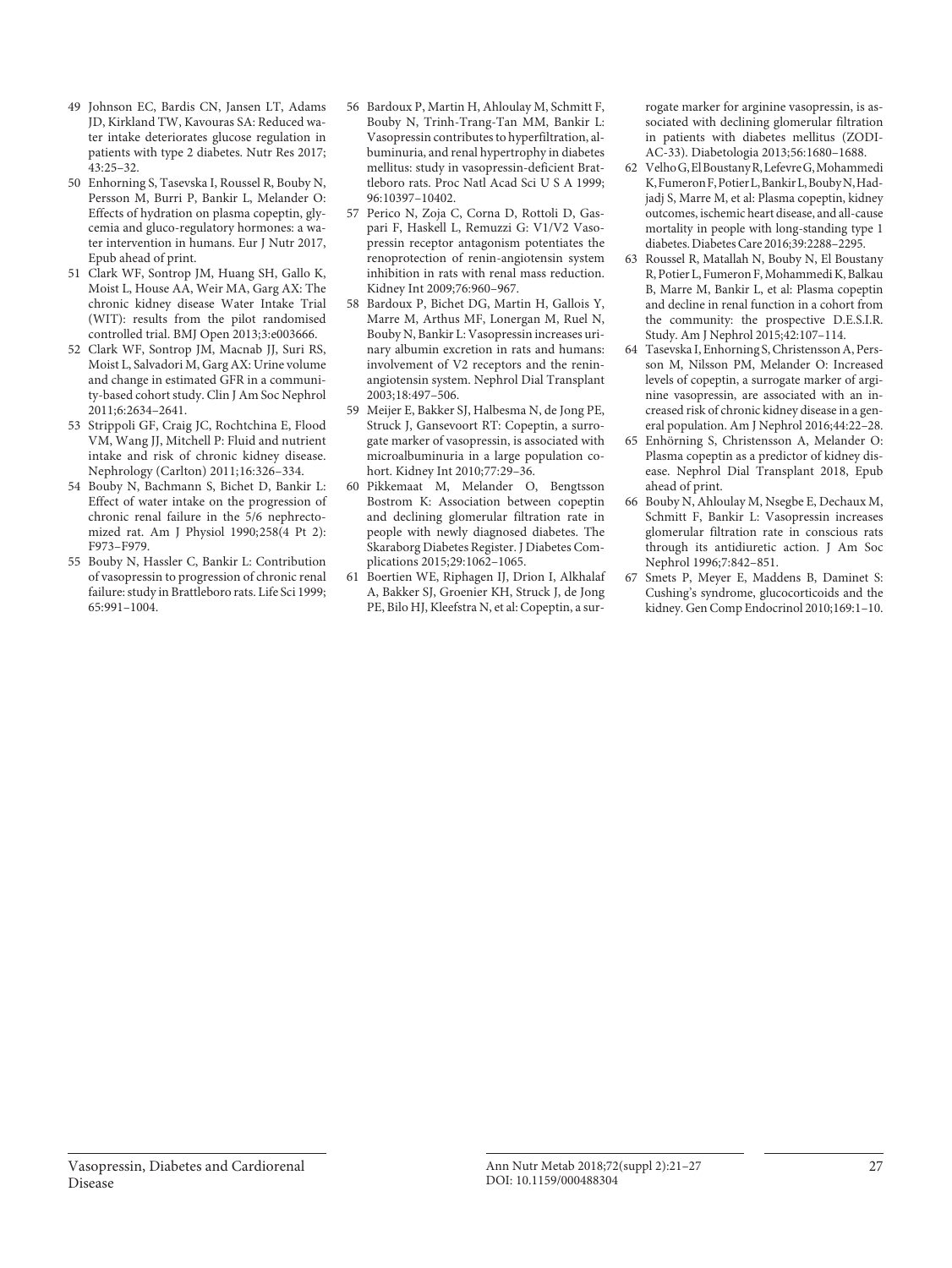49 Johnson EC, Bardis CN, Jansen LT, Adams JD, Kirkland TW, Kavouras SA: Reduced water intake deteriorates glucose regulation in patients with type 2 diabetes. Nutr Res 2017; 43:25–32.

50 Enhorning S, Tasevska I, Roussel R, Bouby N, Persson M, Burri P, Bankir L, Melander O: Effects of hydration on plasma copeptin, glycemia and gluco-regulatory hormones: a water intervention in humans. Eur J Nutr 2017, Epub ahead of print.

51 Clark WF, Sontrop JM, Huang SH, Gallo K, Moist L, House AA, Weir MA, Garg AX: The chronic kidney disease Water Intake Trial (WIT): results from the pilot randomised controlled trial. BMJ Open 2013;3:e003666.

52 Clark WF, Sontrop JM, Macnab JJ, Suri RS, Moist L, Salvadori M, Garg AX: Urine volume and change in estimated GFR in a community-based cohort study. Clin J Am Soc Nephrol 2011;6:2634–2641.

53 Strippoli GF, Craig JC, Rochtchina E, Flood VM, Wang JJ, Mitchell P: Fluid and nutrient intake and risk of chronic kidney disease. Nephrology (Carlton) 2011;16:326–334.

54 Bouby N, Bachmann S, Bichet D, Bankir L: Effect of water intake on the progression of chronic renal failure in the 5/6 nephrectomized rat. Am J Physiol 1990;258(4 Pt 2): F973–F979.

55 Bouby N, Hassler C, Bankir L: Contribution of vasopressin to progression of chronic renal failure: study in Brattleboro rats. Life Sci 1999; 65:991–1004.

56 Bardoux P, Martin H, Ahloulay M, Schmitt F, Bouby N, Trinh-Trang-Tan MM, Bankir L: Vasopressin contributes to hyperfiltration, albuminuria, and renal hypertrophy in diabetes mellitus: study in vasopressin-deficient Brattleboro rats. Proc Natl Acad Sci U S A 1999; 96:10397–10402.

57 Perico N, Zoja C, Corna D, Rottoli D, Gaspari F, Haskell L, Remuzzi G: V1/V2 Vasopressin receptor antagonism potentiates the renoprotection of renin-angiotensin system inhibition in rats with renal mass reduction. Kidney Int 2009;76:960–967.

58 Bardoux P, Bichet DG, Martin H, Gallois Y, Marre M, Arthus MF, Lonergan M, Ruel N, Bouby N, Bankir L: Vasopressin increases urinary albumin excretion in rats and humans: involvement of V2 receptors and the renin-angiotensin system. Nephrol Dial Transplant 2003;18:497–506.

59 Meijer E, Bakker SJ, Halbesma N, de Jong PE, Struck J, Gansevoort RT: Copeptin, a surrogate marker of vasopressin, is associated with microalbuminuria in a large population cohort. Kidney Int 2010;77:29–36.

60 Pikkemaat M, Melander O, Bengtsson Bostrom K: Association between copeptin and declining glomerular filtration rate in people with newly diagnosed diabetes. The Skaraborg Diabetes Register. J Diabetes Complications 2015;29:1062–1065.

61 Boertien WE, Riphagen IJ, Drion I, Alkhalaf A, Bakker SJ, Groenier KH, Struck J, de Jong PE, Bilo HJ, Kleefstra N, et al: Copeptin, a surrogate marker for arginine vasopressin, is associated with declining glomerular filtration in patients with diabetes mellitus (ZODIAC-33). Diabetologia 2013;56:1680–1688.

62 Velho G, El Boustany R, Lefevre G, Mohammedi K, Fumeron F, Potier L, Bankir L, Bouby N, Hadjadj S, Marre M, et al: Plasma copeptin, kidney outcomes, ischemic heart disease, and all-cause mortality in people with long-standing type 1 diabetes. Diabetes Care 2016;39:2288–2295.

63 Roussel R, Matallah N, Bouby N, El Boustany R, Potier L, Fumeron F, Mohammedi K, Balkau B, Marre M, Bankir L, et al: Plasma copeptin and decline in renal function in a cohort from the community: the prospective D.E.S.I.R. Study. Am J Nephrol 2015;42:107–114.

64 Tasevska I, Enhorning S, Christensson A, Persson M, Nilsson PM, Melander O: Increased levels of copeptin, a surrogate marker of arginine vasopressin, are associated with an increased risk of chronic kidney disease in a general population. Am J Nephrol 2016;44:22–28.

65 Enhörning S, Christensson A, Melander O: Plasma copeptin as a predictor of kidney disease. Nephrol Dial Transplant 2018, Epub ahead of print.

66 Bouby N, Ahloulay M, Nsegbe E, Dechaux M, Schmitt F, Bankir L: Vasopressin increases glomerular filtration rate in conscious rats through its antidiuretic action. J Am Soc Nephrol 1996;7:842–851.

67 Smets P, Meyer E, Maddens B, Daminet S: Cushing's syndrome, glucocorticoids and the kidney. Gen Comp Endocrinol 2010;169:1–10.